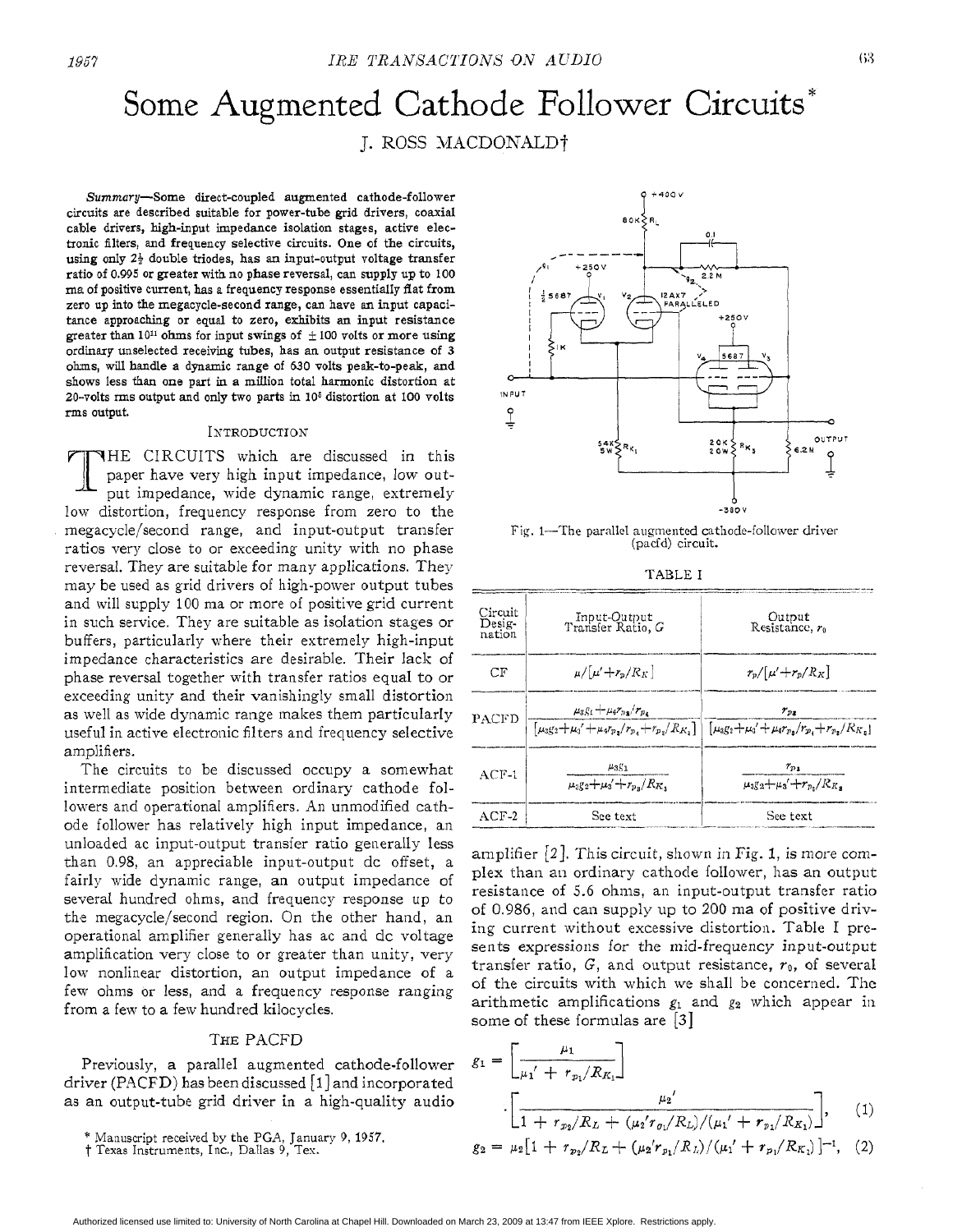# Some Augmented Cathode Follower Circuits*

J. ROSS MACDONALD†

*Summary*—Some direct-coupled augmented cathode-follower circuits are described suitable for power-tube grid drivers, coaxial cable drivers, high-input impedance isolation stages, active electronic filters, and frequency selective circuits. One of the circuits, using only $2\frac{1}{2}$ double triodes, has an input-output voltage transfer ratio of 0.995 or greater with no phase reversal, can supply up to 100 ma of positive current, has a frequency response essentially flat from zero up into the megacycle-second range, can have an input capacitance approaching or equal to zero, exhibits an input resistance greater than $10^{11}$ ohms for input swings of $\pm 100$ volts or more using ordinary unselected receiving tubes, has an output resistance of 3 ohms, will handle a dynamic range of 630 volts peak-to-peak, and shows less than one part in a million total harmonic distortion at 20-volts rms output and only two parts in $10^5$ distortion at 100 volts rms output.

## Introduction

The circuits which are discussed in this paper have very high input impedance, low output impedance, wide dynamic range, extremely low distortion, frequency response from zero to the megacycle/second range, and input-output transfer ratios very close to or exceeding unity with no phase reversal. They are suitable for many applications. They may be used as grid drivers of high-power output tubes and will supply 100 ma or more of positive grid current in such service. They are suitable as isolation stages or buffers, particularly where their extremely high-input impedance characteristics are desirable. Their lack of phase reversal together with transfer ratios equal to or exceeding unity and their vanishingly small distortion as well as wide dynamic range makes them particularly useful in active electronic filters and frequency selective amplifiers.

The circuits to be discussed occupy a somewhat intermediate position between ordinary cathode followers and operational amplifiers. An unmodified cathode follower has relatively high input impedance, an unloaded ac input-output transfer ratio generally less than 0.98, an appreciable input-output dc offset, a fairly wide dynamic range, an output impedance of several hundred ohms, and frequency response up to the megacycle/second region. On the other hand, an operational amplifier generally has ac and dc voltage amplification very close to or greater than unity, very low nonlinear distortion, an output impedance of a few ohms or less, and a frequency response ranging from a few to a few hundred kilocycles.

## The PACFD

Previously, a parallel augmented cathode-follower driver (PACFD) has been discussed [1] and incorporated as an output-tube grid driver in a high-quality audio amplifier [2]. This circuit, shown in Fig. 1, is more complex than an ordinary cathode follower, has an output resistance of 5.6 ohms, an input-output transfer ratio of 0.986, and can supply up to 200 ma of positive driving current without excessive distortion. Table I presents expressions for the mid-frequency input-output transfer ratio, $G$, and output resistance, $r_0$, of several of the circuits with which we shall be concerned. The arithmetic amplifications $g_1$ and $g_2$ which appear in some of these formulas are [3]

Fig. 1—The parallel augmented cathode-follower driver (pacfd) circuit.

TABLE I

| Circuit Designation | Input-Output Transfer Ratio, $G$ | Output Resistance, $r_0$ |
|---|---|---|
| CF | $\mu/[\mu'+r_p/R_K]$ | $r_p/[\mu'+r_p/R_K]$ |
| PACFD | $\dfrac{\mu_3 g_1+\mu_4 r_{p_3}/r_{p_4}}{[\mu_3 g_2+\mu_3'+\mu_4 r_{p_3}/r_{p_4}+r_{p_3}/R_{K_3}]}$ | $\dfrac{r_{p_3}}{[\mu_3 g_2+\mu_3'+\mu_4 r_{p_3}/r_{p_4}+r_{p_3}/R_{K_3}]}$ |
| ACF-1 | $\dfrac{\mu_3 g_1}{\mu_3 g_2+\mu_3'+r_{p_3}/R_{K_3}}$ | $\dfrac{r_{p_3}}{\mu_3 g_2+\mu_3'+r_{p_3}/R_{K_3}}$ |
| ACF-2 | See text | See text |

$$g_1 = \left[\frac{\mu_1}{\mu_1' + r_{p_1}/R_{K_1}}\right] \cdot \left[\frac{\mu_2'}{1 + r_{p_2}/R_L + (\mu_2' r_{p_1}/R_L)/(\mu_1' + r_{p_1}/R_{K_1})}\right], \quad (1)$$

$$g_2 = \mu_2[1 + r_{p_2}/R_L + (\mu_2' r_{p_1}/R_L)/(\mu_1' + r_{p_1}/R_{K_1})]^{-1}, \quad (2)$$

\* Manuscript received by the PGA, January 9, 1957.

† Texas Instruments, Inc., Dallas 9, Tex.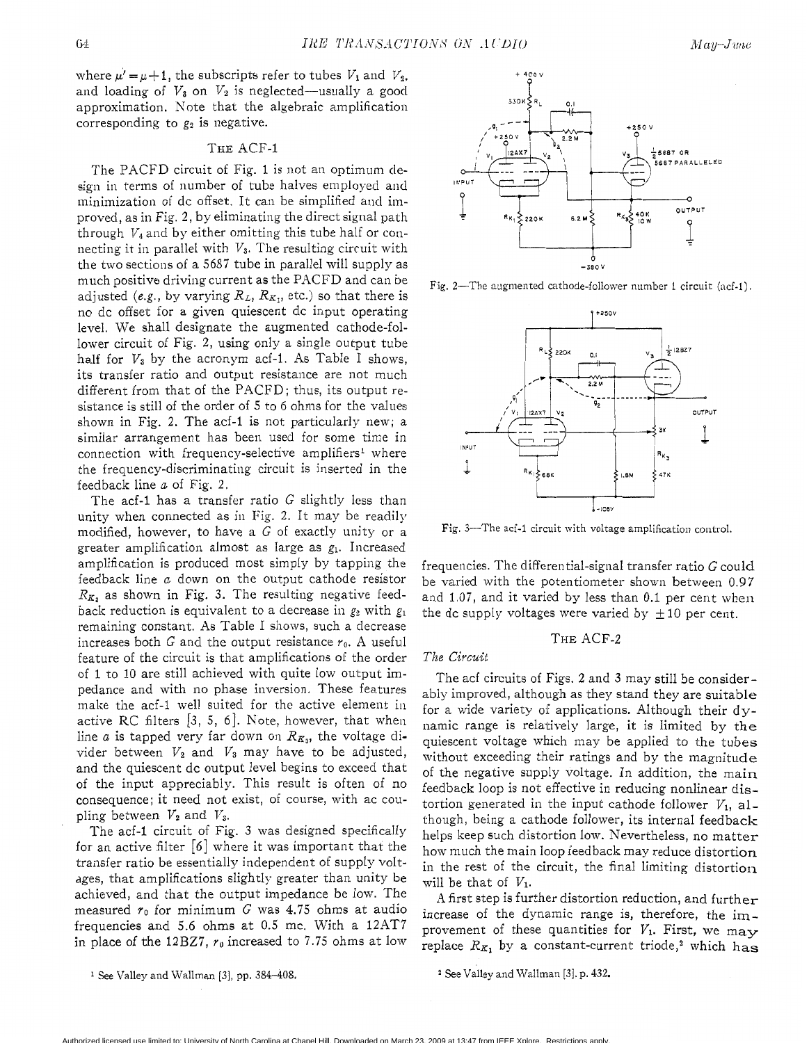where $\mu' = \mu + 1$, the subscripts refer to tubes $V_1$ and $V_2$, and loading of $V_3$ on $V_2$ is neglected—usually a good approximation. Note that the algebraic amplification corresponding to $g_2$ is negative.

## The ACF-1

The PACFD circuit of Fig. 1 is not an optimum design in terms of number of tube halves employed and minimization of dc offset. It can be simplified and improved, as in Fig. 2, by eliminating the direct signal path through $V_4$ and by either omitting this tube half or connecting it in parallel with $V_3$. The resulting circuit with the two sections of a 5687 tube in parallel will supply as much positive driving current as the PACFD and can be adjusted (*e.g.*, by varying $R_L$, $R_{K_1}$, etc.) so that there is no dc offset for a given quiescent dc input operating level. We shall designate the augmented cathode-follower circuit of Fig. 2, using only a single output tube half for $V_3$ by the acronym acf-1. As Table I shows, its transfer ratio and output resistance are not much different from that of the PACFD; thus, its output resistance is still of the order of 5 to 6 ohms for the values shown in Fig. 2. The acf-1 is not particularly new; a similar arrangement has been used for some time in connection with frequency-selective amplifiers[1] where the frequency-discriminating circuit is inserted in the feedback line *a* of Fig. 2.

The acf-1 has a transfer ratio $G$ slightly less than unity when connected as in Fig. 2. It may be readily modified, however, to have a $G$ of exactly unity or a greater amplification almost as large as $g_1$. Increased amplification is produced most simply by tapping the feedback line *a* down on the output cathode resistor $R_{K_3}$ as shown in Fig. 3. The resulting negative feedback reduction is equivalent to a decrease in $g_2$ with $g_1$ remaining constant. As Table I shows, such a decrease increases both $G$ and the output resistance $r_0$. A useful feature of the circuit is that amplifications of the order of 1 to 10 are still achieved with quite low output impedance and with no phase inversion. These features make the acf-1 well suited for the active element in active RC filters [3, 5, 6]. Note, however, that when line *a* is tapped very far down on $R_{K_3}$, the voltage divider between $V_2$ and $V_3$ may have to be adjusted, and the quiescent dc output level begins to exceed that of the input appreciably. This result is often of no consequence; it need not exist, of course, with ac coupling between $V_2$ and $V_3$.

The acf-1 circuit of Fig. 3 was designed specifically for an active filter [6] where it was important that the transfer ratio be essentially independent of supply voltages, that amplifications slightly greater than unity be achieved, and that the output impedance be low. The measured $r_0$ for minimum $G$ was 4.75 ohms at audio frequencies and 5.6 ohms at 0.5 mc. With a 12AT7 in place of the 12BZ7, $r_0$ increased to 7.75 ohms at low frequencies. The differential-signal transfer ratio $G$ could be varied with the potentiometer shown between 0.97 and 1.07, and it varied by less than 0.1 per cent when the dc supply voltages were varied by ±10 per cent.

Fig. 2—The augmented cathode-follower number 1 circuit (acf-1).

Fig. 3—The acf-1 circuit with voltage amplification control.

## The ACF-2

### The Circuit

The acf circuits of Figs. 2 and 3 may still be considerably improved, although as they stand they are suitable for a wide variety of applications. Although their dynamic range is relatively large, it is limited by the quiescent voltage which may be applied to the tubes without exceeding their ratings and by the magnitude of the negative supply voltage. In addition, the main feedback loop is not effective in reducing nonlinear distortion generated in the input cathode follower $V_1$, although, being a cathode follower, its internal feedback helps keep such distortion low. Nevertheless, no matter how much the main loop feedback may reduce distortion in the rest of the circuit, the final limiting distortion will be that of $V_1$.

A first step is further distortion reduction, and further increase of the dynamic range is, therefore, the improvement of these quantities for $V_1$. First, we may replace $R_{K_1}$ by a constant-current triode,[2] which has

[1] See Valley and Wallman [3], pp. 384–408.

[2] See Valley and Wallman [3], p. 432.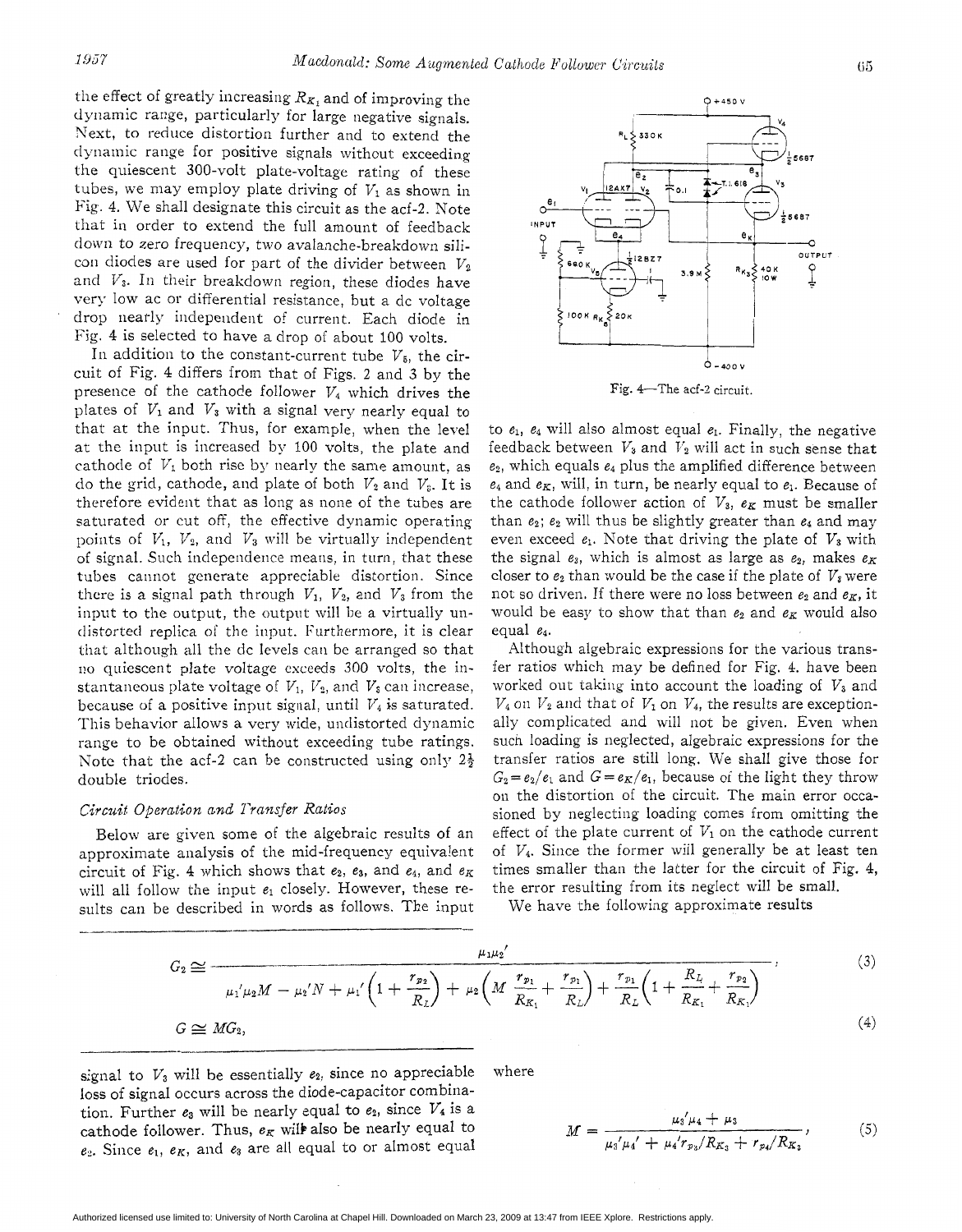the effect of greatly increasing $R_{K_1}$ and of improving the dynamic range, particularly for large negative signals. Next, to reduce distortion further and to extend the dynamic range for positive signals without exceeding the quiescent 300-volt plate-voltage rating of these tubes, we may employ plate driving of $V_1$ as shown in Fig. 4. We shall designate this circuit as the acf-2. Note that in order to extend the full amount of feedback down to zero frequency, two avalanche-breakdown silicon diodes are used for part of the divider between $V_2$ and $V_3$. In their breakdown region, these diodes have very low ac or differential resistance, but a dc voltage drop nearly independent of current. Each diode in Fig. 4 is selected to have a drop of about 100 volts.

In addition to the constant-current tube $V_5$, the circuit of Fig. 4 differs from that of Figs. 2 and 3 by the presence of the cathode follower $V_4$ which drives the plates of $V_1$ and $V_3$ with a signal very nearly equal to that at the input. Thus, for example, when the level at the input is increased by 100 volts, the plate and cathode of $V_1$ both rise by nearly the same amount, as do the grid, cathode, and plate of both $V_2$ and $V_3$. It is therefore evident that as long as none of the tubes are saturated or cut off, the effective dynamic operating points of $V_1$, $V_2$, and $V_3$ will be virtually independent of signal. Such independence means, in turn, that these tubes cannot generate appreciable distortion. Since there is a signal path through $V_1$, $V_2$, and $V_3$ from the input to the output, the output will be a virtually undistorted replica of the input. Furthermore, it is clear that although all the dc levels can be arranged so that no quiescent plate voltage exceeds 300 volts, the instantaneous plate voltage of $V_1$, $V_2$, and $V_3$ can increase, because of a positive input signal, until $V_4$ is saturated. This behavior allows a very wide, undistorted dynamic range to be obtained without exceeding tube ratings. Note that the acf-2 can be constructed using only $2\frac{1}{2}$ double triodes.

Fig. 4—The acf-2 circuit.

### *Circuit Operation and Transfer Ratios*

Below are given some of the algebraic results of an approximate analysis of the mid-frequency equivalent circuit of Fig. 4 which shows that $e_2$, $e_3$, and $e_4$, and $e_K$ will all follow the input $e_1$ closely. However, these results can be described in words as follows. The input signal to $V_3$ will be essentially $e_2$, since no appreciable loss of signal occurs across the diode-capacitor combination. Further $e_3$ will be nearly equal to $e_2$, since $V_4$ is a cathode follower. Thus, $e_K$ will also be nearly equal to $e_2$. Since $e_1$, $e_K$, and $e_3$ are all equal to or almost equal to $e_1$, $e_4$ will also almost equal $e_1$. Finally, the negative feedback between $V_3$ and $V_2$ will act in such sense that $e_2$, which equals $e_4$ plus the amplified difference between $e_4$ and $e_K$, will, in turn, be nearly equal to $e_1$. Because of the cathode follower action of $V_3$, $e_K$ must be smaller than $e_2$; $e_2$ will thus be slightly greater than $e_4$ and may even exceed $e_1$. Note that driving the plate of $V_3$ with the signal $e_3$, which is almost as large as $e_2$, makes $e_K$ closer to $e_2$ than would be the case if the plate of $V_3$ were not so driven. If there were no loss between $e_2$ and $e_K$, it would be easy to show that than $e_2$ and $e_K$ would also equal $e_4$.

Although algebraic expressions for the various transfer ratios which may be defined for Fig. 4. have been worked out taking into account the loading of $V_3$ and $V_4$ on $V_2$ and that of $V_1$ on $V_4$, the results are exceptionally complicated and will not be given. Even when such loading is neglected, algebraic expressions for the transfer ratios are still long. We shall give those for $G_2 = e_2/e_1$ and $G = e_K/e_1$, because of the light they throw on the distortion of the circuit. The main error occasioned by neglecting loading comes from omitting the effect of the plate current of $V_1$ on the cathode current of $V_4$. Since the former will generally be at least ten times smaller than the latter for the circuit of Fig. 4, the error resulting from its neglect will be small.

We have the following approximate results

$$G_2 \cong \frac{\mu_1 \mu_2'}{\mu_1'\mu_2 M - \mu_2' N + \mu_1'\left(1 + \frac{r_{p_2}}{R_L}\right) + \mu_2\left(M\frac{r_{p_1}}{R_{K_1}} + \frac{r_{p_1}}{R_L}\right) + \frac{r_{p_1}}{R_L}\left(1 + \frac{R_L}{R_{K_1}} + \frac{r_{p_2}}{R_{K_1}}\right)}, \tag{3}$$

$$G \cong MG_2, \tag{4}$$

where

$$M = \frac{\mu_3'\mu_4 + \mu_3}{\mu_3'\mu_4' + \mu_4' r_{p_3}/R_{K_3} + r_{p_4}/R_{K_3}}, \tag{5}$$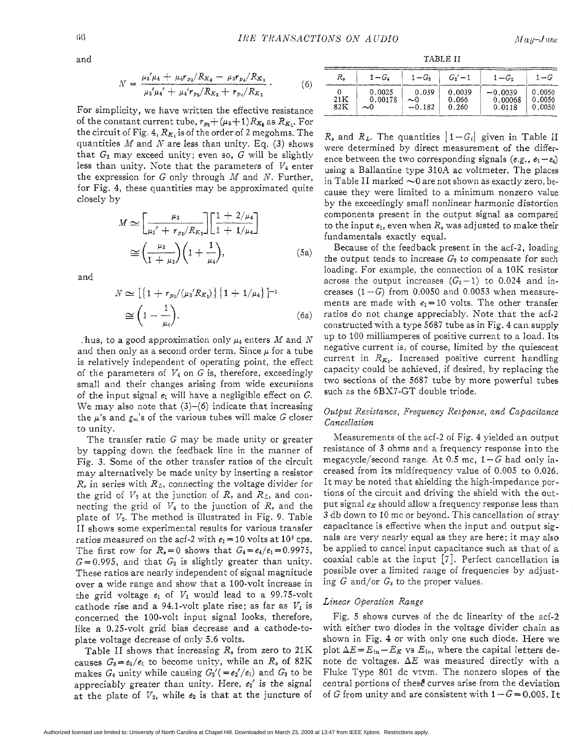and

$$N = \frac{\mu_3'\mu_4 + \mu_4 r_{p_3}/R_{K_3} - \mu_3 r_{p_4}/R_{K_3}}{\mu_3'\mu_4' + \mu_4' r_{p_3}/R_{K_3} + r_{p_4}/R_{K_3}}. \quad (6)$$

For simplicity, we have written the effective resistance of the constant current tube, $r_{p_5}+(\mu_5+1)R_{K_5}$ as $R_{K_1}$. For the circuit of Fig. 4, $R_{K_1}$ is of the order of 2 megohms. The quantities $M$ and $N$ are less than unity. Eq. (3) shows that $G_2$ may exceed unity; even so, $G$ will be slightly less than unity. Note that the parameters of $V_4$ enter the expression for $G$ only through $M$ and $N$. Further, for Fig. 4, these quantities may be approximated quite closely by

$$M \simeq \left[\frac{\mu_3}{\mu_3' + r_{p_3}/R_{K_3}}\right]\left[\frac{1 + 2/\mu_4}{1 + 1/\mu_4}\right]$$

$$\cong \left(\frac{\mu_3}{1+\mu_3}\right)\left(1 + \frac{1}{\mu_4}\right), \quad (5a)$$

and

$$N \simeq [\{1 + r_{p_3}/(\mu_3' R_{K_3})\}\{1 + 1/\mu_4\}]^{-1}$$

$$\cong \left(1 - \frac{1}{\mu_4}\right). \quad (6a)$$

Thus, to a good approximation only $\mu_4$ enters $M$ and $N$ and then only as a second order term. Since $\mu$ for a tube is relatively independent of operating point, the effect of the parameters of $V_4$ on $G$ is, therefore, exceedingly small and their changes arising from wide excursions of the input signal $e_1$ will have a negligible effect on $G$. We may also note that (3)–(6) indicate that increasing the $\mu$'s and $g_m$'s of the various tubes will make $G$ closer to unity.

The transfer ratio $G$ may be made unity or greater by tapping down the feedback line in the manner of Fig. 3. Some of the other transfer ratios of the circuit may alternatively be made unity by inserting a resistor $R_s$ in series with $R_L$, connecting the voltage divider for the grid of $V_2$ at the junction of $R_s$ and $R_L$, and connecting the grid of $V_4$ to the junction of $R_s$ and the plate of $V_2$. The method is illustrated in Fig. 9. Table II shows some experimental results for various transfer ratios measured on the acf-2 with $e_1=10$ volts at $10^3$ cps. The first row for $R_s=0$ shows that $G_4=e_4/e_1=0.9975$, $G=0.995$, and that $G_2$ is slightly greater than unity. These ratios are nearly independent of signal magnitude over a wide range and show that a 100-volt increase in the grid voltage $e_1$ of $V_1$ would lead to a 99.75-volt cathode rise and a 94.1-volt plate rise; as far as $V_1$ is concerned the 100-volt input signal looks, therefore, like a 0.25-volt grid bias decrease and a cathode-to-plate voltage decrease of only 5.6 volts.

Table II shows that increasing $R_s$ from zero to 21K causes $G_3=e_3/e_1$ to become unity, while an $R_s$ of 82K makes $G_4$ unity while causing $G_2'(=e_2'/e_1)$ and $G_3$ to be appreciably greater than unity. Here, $e_2'$ is the signal at the plate of $V_2$, while $e_2$ is that at the juncture of $R_s$ and $R_L$. The quantities $|1-G_i|$ given in Table II were determined by direct measurement of the difference between the two corresponding signals (e.g., $e_1-e_4$) using a Ballantine type 310A ac voltmeter. The places in Table II marked ~0 are not shown as exactly zero, because they were limited to a minimum nonzero value by the exceedingly small nonlinear harmonic distortion components present in the output signal as compared to the input $e_1$, even when $R_s$ was adjusted to make their fundamentals exactly equal.

TABLE II

| $R_s$ | $1-G_4$ | $1-G_3$ | $G_2'-1$ | $1-G_2$ | $1-G$ |
|---|---|---|---|---|---|
| 0 | 0.0025 | 0.059 | 0.0039 | −0.0039 | 0.0050 |
| 21K | 0.00178 | ~0 | 0.066 | 0.00068 | 0.0050 |
| 82K | ~0 | −0.182 | 0.260 | 0.0118 | 0.0050 |

Because of the feedback present in the acf-2, loading the output tends to increase $G_2$ to compensate for such loading. For example, the connection of a 10K resistor across the output increases $(G_2-1)$ to 0.024 and increases $(1-G)$ from 0.0050 and 0.0053 when measurements are made with $e_1=10$ volts. The other transfer ratios do not change appreciably. Note that the acf-2 constructed with a type 5687 tube as in Fig. 4 can supply up to 100 milliamperes of positive current to a load. Its negative current is, of course, limited by the quiescent current in $R_{K_3}$. Increased positive current handling capacity could be achieved, if desired, by replacing the two sections of the 5687 tube by more powerful tubes such as the 6BX7-GT double triode.

### *Output Resistance, Frequency Response, and Capacitance Cancellation*

Measurements of the acf-2 of Fig. 4 yielded an output resistance of 3 ohms and a frequency response into the megacycle/second range. At 0.5 mc, $1-G$ had only increased from its midfrequency value of 0.005 to 0.026. It may be noted that shielding the high-impedance portions of the circuit and driving the shield with the output signal $e_K$ should allow a frequency response less than 3 db down to 10 mc or beyond. This cancellation of stray capacitance is effective when the input and output signals are very nearly equal as they are here; it may also be applied to cancel input capacitance such as that of a coaxial cable at the input [7]. Perfect cancellation is possible over a limited range of frequencies by adjusting $G$ and/or $G_3$ to the proper values.

### *Linear Operation Range*

Fig. 5 shows curves of the dc linearity of the acf-2 with either two diodes in the voltage divider chain as shown in Fig. 4 or with only one such diode. Here we plot $\Delta E=E_{in}-E_K$ vs $E_{in}$, where the capital letters denote dc voltages. $\Delta E$ was measured directly with a Fluke Type 801 dc vtvm. The nonzero slopes of the central portions of these curves arise from the deviation of $G$ from unity and are consistent with $1-G=0.005$. It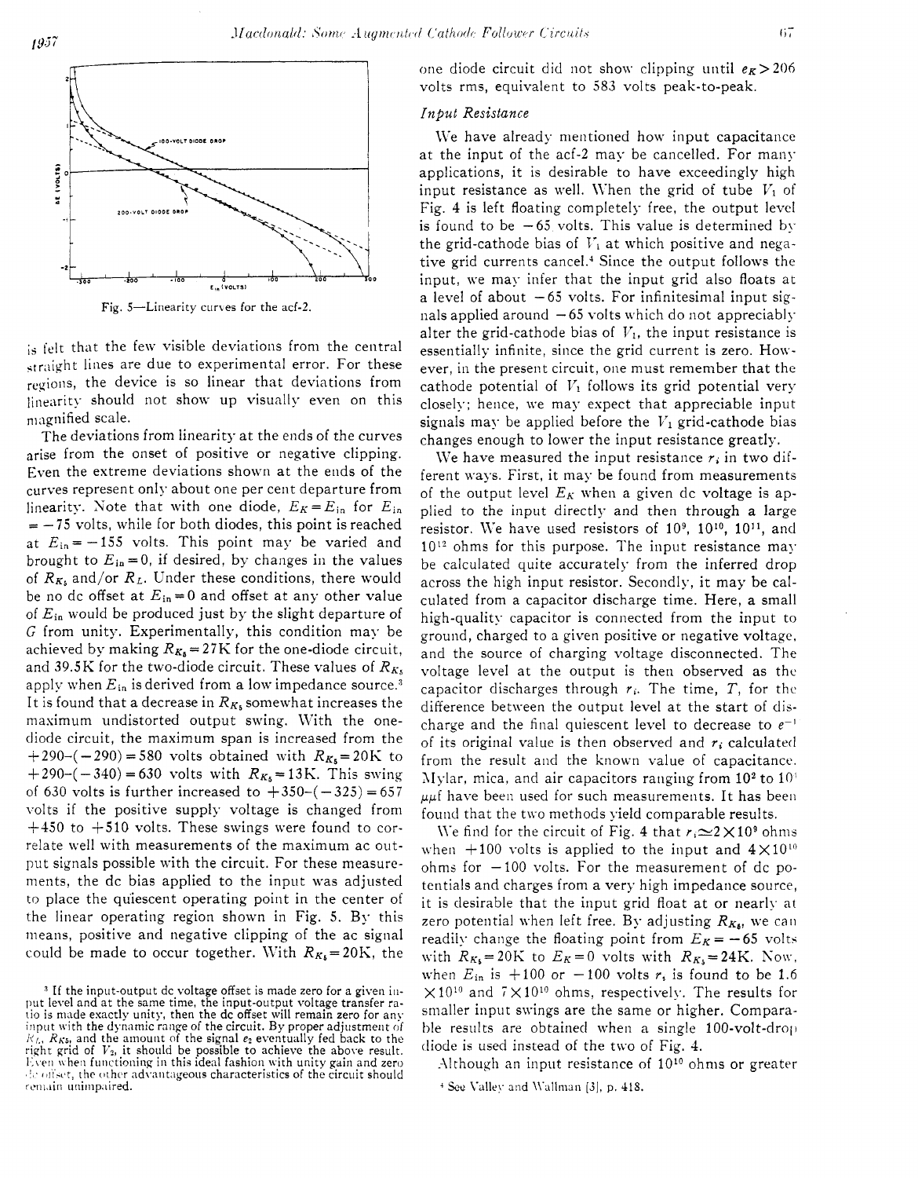Fig. 5—Linearity curves for the acf-2.

is felt that the few visible deviations from the central straight lines are due to experimental error. For these regions, the device is so linear that deviations from linearity should not show up visually even on this magnified scale.

The deviations from linearity at the ends of the curves arise from the onset of positive or negative clipping. Even the extreme deviations shown at the ends of the curves represent only about one per cent departure from linearity. Note that with one diode, $E_K = E_{in}$ for $E_{in} = -75$ volts, while for both diodes, this point is reached at $E_{in} = -155$ volts. This point may be varied and brought to $E_{in} = 0$, if desired, by changes in the values of $R_{K_5}$ and/or $R_L$. Under these conditions, there would be no dc offset at $E_{in} = 0$ and offset at any other value of $E_{in}$ would be produced just by the slight departure of $G$ from unity. Experimentally, this condition may be achieved by making $R_{K_5} = 27$K for the one-diode circuit, and 39.5K for the two-diode circuit. These values of $R_{K_5}$ apply when $E_{in}$ is derived from a low impedance source.[3] It is found that a decrease in $R_{K_5}$ somewhat increases the maximum undistorted output swing. With the one-diode circuit, the maximum span is increased from the $+290-(-290) = 580$ volts obtained with $R_{K_5} = 20$K to $+290-(-340) = 630$ volts with $R_{K_5} = 13$K. This swing of 630 volts is further increased to $+350-(-325) = 657$ volts if the positive supply voltage is changed from $+450$ to $+510$ volts. These swings were found to correlate well with measurements of the maximum ac output signals possible with the circuit. For these measurements, the dc bias applied to the input was adjusted to place the quiescent operating point in the center of the linear operating region shown in Fig. 5. By this means, positive and negative clipping of the ac signal could be made to occur together. With $R_{K_5} = 20$K, the one diode circuit did not show clipping until $e_K > 206$ volts rms, equivalent to 583 volts peak-to-peak.

### *Input Resistance*

We have already mentioned how input capacitance at the input of the acf-2 may be cancelled. For many applications, it is desirable to have exceedingly high input resistance as well. When the grid of tube $V_1$ of Fig. 4 is left floating completely free, the output level is found to be $-65$ volts. This value is determined by the grid-cathode bias of $V_1$ at which positive and negative grid currents cancel.[4] Since the output follows the input, we may infer that the input grid also floats at a level of about $-65$ volts. For infinitesimal input signals applied around $-65$ volts which do not appreciably alter the grid-cathode bias of $V_1$, the input resistance is essentially infinite, since the grid current is zero. However, in the present circuit, one must remember that the cathode potential of $V_1$ follows its grid potential very closely; hence, we may expect that appreciable input signals may be applied before the $V_1$ grid-cathode bias changes enough to lower the input resistance greatly.

We have measured the input resistance $r_i$ in two different ways. First, it may be found from measurements of the output level $E_K$ when a given dc voltage is applied to the input directly and then through a large resistor. We have used resistors of $10^9$, $10^{10}$, $10^{11}$, and $10^{12}$ ohms for this purpose. The input resistance may be calculated quite accurately from the inferred drop across the high input resistor. Secondly, it may be calculated from a capacitor discharge time. Here, a small high-quality capacitor is connected from the input to ground, charged to a given positive or negative voltage, and the source of charging voltage disconnected. The voltage level at the output is then observed as the capacitor discharges through $r_i$. The time, $T$, for the difference between the output level at the start of discharge and the final quiescent level to decrease to $e^{-1}$ of its original value is then observed and $r_i$ calculated from the result and the known value of capacitance. Mylar, mica, and air capacitors ranging from $10^2$ to $10^5$ $\mu\mu$f have been used for such measurements. It has been found that the two methods yield comparable results.

We find for the circuit of Fig. 4 that $r_i \simeq 2 \times 10^9$ ohms when $+100$ volts is applied to the input and $4 \times 10^{10}$ ohms for $-100$ volts. For the measurement of dc potentials and charges from a very high impedance source, it is desirable that the input grid float at or nearly at zero potential when left free. By adjusting $R_{K_5}$, we can readily change the floating point from $E_K = -65$ volts with $R_{K_5} = 20$K to $E_K = 0$ volts with $R_{K_5} = 24$K. Now, when $E_{in}$ is $+100$ or $-100$ volts $r_i$ is found to be $1.6 \times 10^{10}$ and $7 \times 10^{10}$ ohms, respectively. The results for smaller input swings are the same or higher. Comparable results are obtained when a single 100-volt-drop diode is used instead of the two of Fig. 4.

Although an input resistance of $10^{10}$ ohms or greater

---

[3] If the input-output dc voltage offset is made zero for a given input level and at the same time, the input-output voltage transfer ratio is made exactly unity, then the dc offset will remain zero for any input with the dynamic range of the circuit. By proper adjustment of $R_L$, $R_{K_5}$, and the amount of the signal $e_2$ eventually fed back to the right grid of $V_2$, it should be possible to achieve the above result. Even when functioning in this ideal fashion with unity gain and zero dc offset, the other advantageous characteristics of the circuit should remain unimpaired.

[4] See Valley and Wallman [3], p. 418.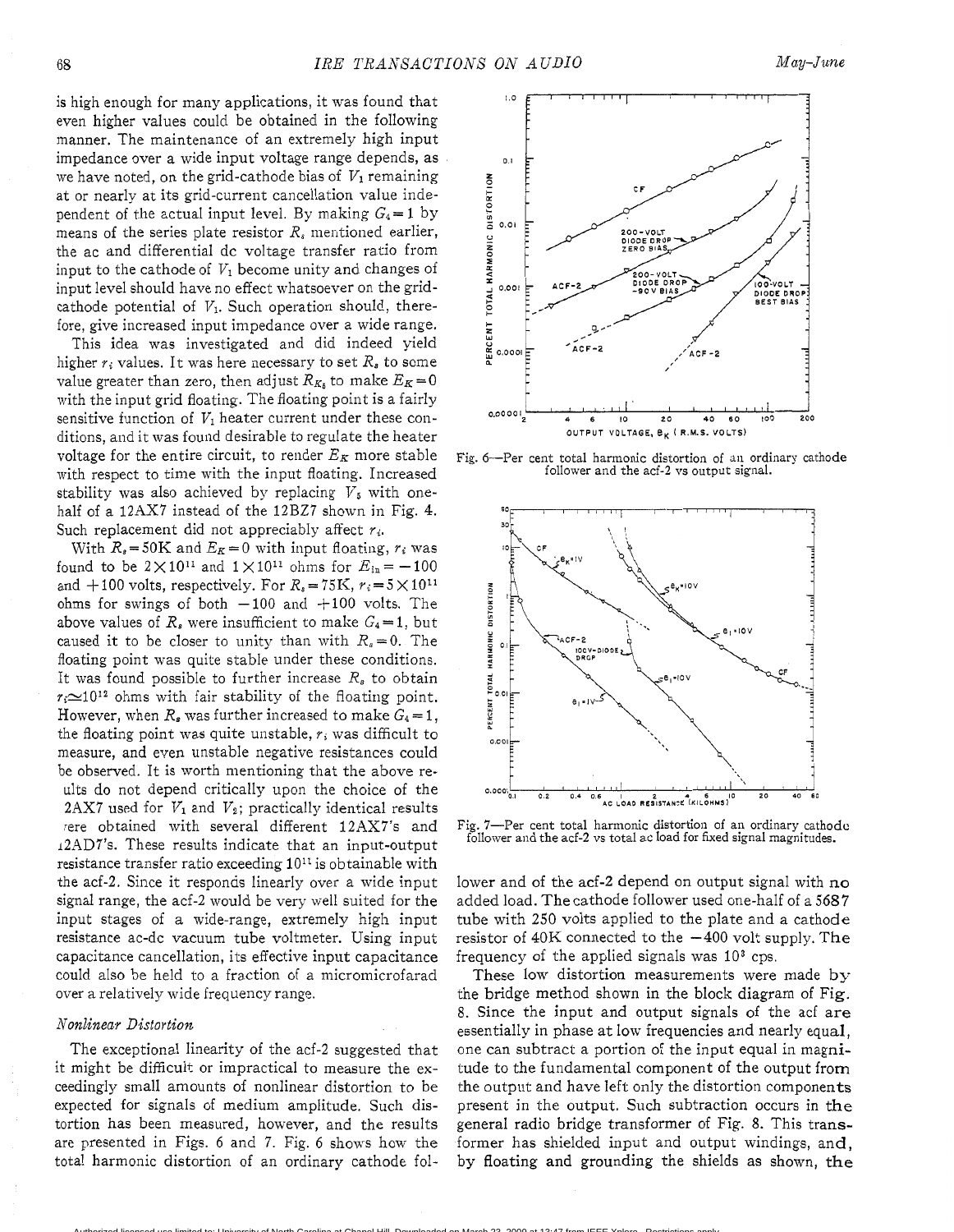is high enough for many applications, it was found that even higher values could be obtained in the following manner. The maintenance of an extremely high input impedance over a wide input voltage range depends, as we have noted, on the grid-cathode bias of $V_1$ remaining at or nearly at its grid-current cancellation value independent of the actual input level. By making $G_4 = 1$ by means of the series plate resistor $R_s$ mentioned earlier, the ac and differential dc voltage transfer ratio from input to the cathode of $V_1$ become unity and changes of input level should have no effect whatsoever on the grid-cathode potential of $V_1$. Such operation should, therefore, give increased input impedance over a wide range.

This idea was investigated and did indeed yield higher $r_i$ values. It was here necessary to set $R_s$ to some value greater than zero, then adjust $R_{K_5}$ to make $E_K = 0$ with the input grid floating. The floating point is a fairly sensitive function of $V_1$ heater current under these conditions, and it was found desirable to regulate the heater voltage for the entire circuit, to render $E_K$ more stable with respect to time with the input floating. Increased stability was also achieved by replacing $V_5$ with one-half of a 12AX7 instead of the 12BZ7 shown in Fig. 4. Such replacement did not appreciably affect $r_i$.

With $R_s = 50\text{K}$ and $E_K = 0$ with input floating, $r_i$ was found to be $2 \times 10^{11}$ and $1 \times 10^{11}$ ohms for $E_{in} = -100$ and $+100$ volts, respectively. For $R_s = 75\text{K}$, $r_i = 5 \times 10^{11}$ ohms for swings of both $-100$ and $+100$ volts. The above values of $R_s$ were insufficient to make $G_4 = 1$, but caused it to be closer to unity than with $R_s = 0$. The floating point was quite stable under these conditions. It was found possible to further increase $R_s$ to obtain $r_i \simeq 10^{12}$ ohms with fair stability of the floating point. However, when $R_s$ was further increased to make $G_4 = 1$, the floating point was quite unstable, $r_i$ was difficult to measure, and even unstable negative resistances could be observed. It is worth mentioning that the above results do not depend critically upon the choice of the 12AX7 used for $V_1$ and $V_2$; practically identical results were obtained with several different 12AX7's and 12AD7's. These results indicate that an input-output resistance transfer ratio exceeding $10^{11}$ is obtainable with the acf-2. Since it responds linearly over a wide input signal range, the acf-2 would be very well suited for the input stages of a wide-range, extremely high input resistance ac-dc vacuum tube voltmeter. Using input capacitance cancellation, its effective input capacitance could also be held to a fraction of a micromicrofarad over a relatively wide frequency range.

### *Nonlinear Distortion*

The exceptional linearity of the acf-2 suggested that it might be difficult or impractical to measure the exceedingly small amounts of nonlinear distortion to be expected for signals of medium amplitude. Such distortion has been measured, however, and the results are presented in Figs. 6 and 7. Fig. 6 shows how the total harmonic distortion of an ordinary cathode follower and of the acf-2 depend on output signal with no added load. The cathode follower used one-half of a 5687 tube with 250 volts applied to the plate and a cathode resistor of 40K connected to the $-400$ volt supply. The frequency of the applied signals was $10^3$ cps.

Fig. 6—Per cent total harmonic distortion of an ordinary cathode follower and the acf-2 vs output signal.

Fig. 7—Per cent total harmonic distortion of an ordinary cathode follower and the acf-2 vs total ac load for fixed signal magnitudes.

These low distortion measurements were made by the bridge method shown in the block diagram of Fig. 8. Since the input and output signals of the acf are essentially in phase at low frequencies and nearly equal, one can subtract a portion of the input equal in magnitude to the fundamental component of the output from the output and have left only the distortion components present in the output. Such subtraction occurs in the general radio bridge transformer of Fig. 8. This transformer has shielded input and output windings, and, by floating and grounding the shields as shown, the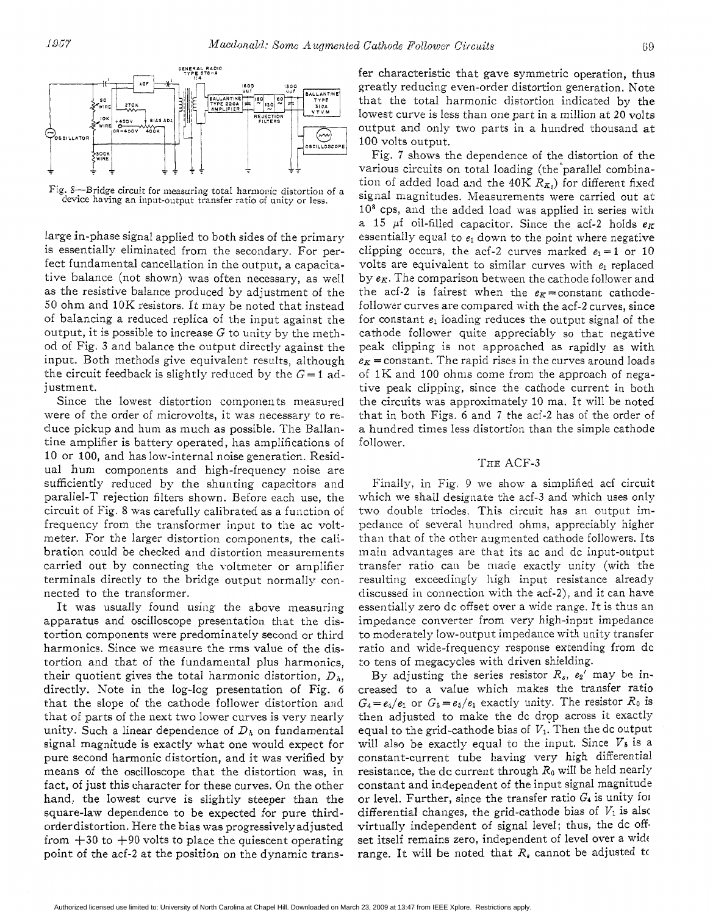Fig. 8—Bridge circuit for measuring total harmonic distortion of a device having an input-output transfer ratio of unity or less.

large in-phase signal applied to both sides of the primary is essentially eliminated from the secondary. For perfect fundamental cancellation in the output, a capacitative balance (not shown) was often necessary, as well as the resistive balance produced by adjustment of the 50 ohm and 10K resistors. It may be noted that instead of balancing a reduced replica of the input against the output, it is possible to increase $G$ to unity by the method of Fig. 3 and balance the output directly against the input. Both methods give equivalent results, although the circuit feedback is slightly reduced by the $G=1$ adjustment.

Since the lowest distortion components measured were of the order of microvolts, it was necessary to reduce pickup and hum as much as possible. The Ballantine amplifier is battery operated, has amplifications of 10 or 100, and has low-internal noise generation. Residual hum components and high-frequency noise are sufficiently reduced by the shunting capacitors and parallel-T rejection filters shown. Before each use, the circuit of Fig. 8 was carefully calibrated as a function of frequency from the transformer input to the ac voltmeter. For the larger distortion components, the calibration could be checked and distortion measurements carried out by connecting the voltmeter or amplifier terminals directly to the bridge output normally connected to the transformer.

It was usually found using the above measuring apparatus and oscilloscope presentation that the distortion components were predominately second or third harmonics. Since we measure the rms value of the distortion and that of the fundamental plus harmonics, their quotient gives the total harmonic distortion, $D_h$, directly. Note in the log-log presentation of Fig. 6 that the slope of the cathode follower distortion and that of parts of the next two lower curves is very nearly unity. Such a linear dependence of $D_h$ on fundamental signal magnitude is exactly what one would expect for pure second harmonic distortion, and it was verified by means of the oscilloscope that the distortion was, in fact, of just this character for these curves. On the other hand, the lowest curve is slightly steeper than the square-law dependence to be expected for pure third-order distortion. Here the bias was progressively adjusted from +30 to +90 volts to place the quiescent operating point of the acf-2 at the position on the dynamic transfer characteristic that gave symmetric operation, thus greatly reducing even-order distortion generation. Note that the total harmonic distortion indicated by the lowest curve is less than one part in a million at 20 volts output and only two parts in a hundred thousand at 100 volts output.

Fig. 7 shows the dependence of the distortion of the various circuits on total loading (the parallel combination of added load and the 40K $R_{K_3}$) for different fixed signal magnitudes. Measurements were carried out at $10^3$ cps, and the added load was applied in series with a 15 $\mu$f oil-filled capacitor. Since the acf-2 holds $e_K$ essentially equal to $e_1$ down to the point where negative clipping occurs, the acf-2 curves marked $e_1=1$ or 10 volts are equivalent to similar curves with $e_1$ replaced by $e_K$. The comparison between the cathode follower and the acf-2 is fairest when the $e_K$=constant cathode-follower curves are compared with the acf-2 curves, since for constant $e_1$ loading reduces the output signal of the cathode follower quite appreciably so that negative peak clipping is not approached as rapidly as with $e_K$=constant. The rapid rises in the curves around loads of 1K and 100 ohms come from the approach of negative peak clipping, since the cathode current in both the circuits was approximately 10 ma. It will be noted that in both Figs. 6 and 7 the acf-2 has of the order of a hundred times less distortion than the simple cathode follower.

## The ACF-3

Finally, in Fig. 9 we show a simplified acf circuit which we shall designate the acf-3 and which uses only two double triodes. This circuit has an output impedance of several hundred ohms, appreciably higher than that of the other augmented cathode followers. Its main advantages are that its ac and dc input-output transfer ratio can be made exactly unity (with the resulting exceedingly high input resistance already discussed in connection with the acf-2), and it can have essentially zero dc offset over a wide range. It is thus an impedance converter from very high-input impedance to moderately low-output impedance with unity transfer ratio and wide-frequency response extending from dc to tens of megacycles with driven shielding.

By adjusting the series resistor $R_s$, $e_2'$ may be increased to a value which makes the transfer ratio $G_4=e_4/e_1$ or $G_5=e_5/e_1$ exactly unity. The resistor $R_0$ is then adjusted to make the dc drop across it exactly equal to the grid-cathode bias of $V_1$. Then the dc output will also be exactly equal to the input. Since $V_5$ is a constant-current tube having very high differential resistance, the dc current through $R_0$ will be held nearly constant and independent of the input signal magnitude or level. Further, since the transfer ratio $G_4$ is unity for differential changes, the grid-cathode bias of $V_1$ is also virtually independent of signal level; thus, the dc offset itself remains zero, independent of level over a wide range. It will be noted that $R_s$ cannot be adjusted to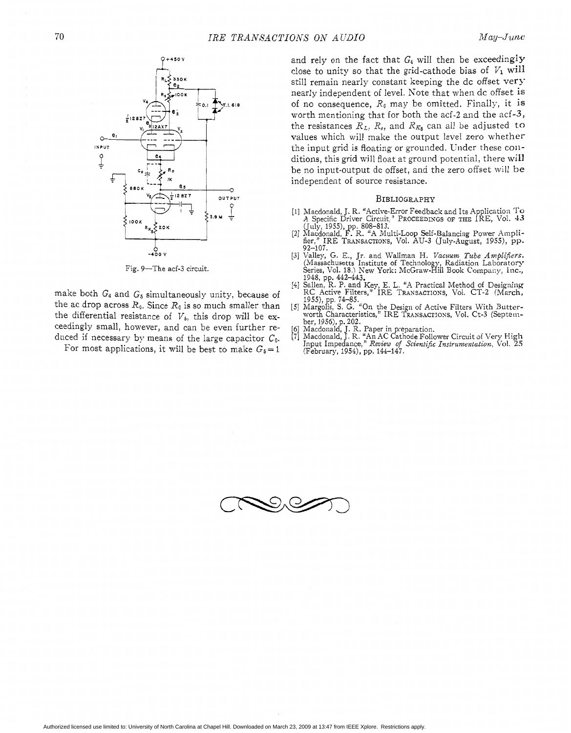Fig. 9—The acf-3 circuit.

make both $G_4$ and $G_5$ simultaneously unity, because of the ac drop across $R_0$. Since $R_0$ is so much smaller than the differential resistance of $V_5$, this drop will be exceedingly small, however, and can be even further reduced if necessary by means of the large capacitor $C_0$.

For most applications, it will be best to make $G_5 = 1$ and rely on the fact that $G_4$ will then be exceedingly close to unity so that the grid-cathode bias of $V_1$ will still remain nearly constant keeping the dc offset very nearly independent of level. Note that when dc offset is of no consequence, $R_6$ may be omitted. Finally, it is worth mentioning that for both the acf-2 and the acf-3, the resistances $R_L$, $R_s$, and $R_{K_5}$ can all be adjusted to values which will make the output level zero whether the input grid is floating or grounded. Under these conditions, this grid will float at ground potential, there will be no input-output dc offset, and the zero offset will be independent of source resistance.

## Bibliography

[1] Macdonald, J. R. "Active-Error Feedback and Its Application To A Specific Driver Circuit," Proceedings of the IRE, Vol. 43 (July, 1955), pp. 808–813.

[2] Macdonald, F. R. "A Multi-Loop Self-Balancing Power Amplifier," IRE Transactions, Vol. AU-3 (July-August, 1955), pp. 92–107.

[3] Valley, G. E., Jr. and Wallman H. *Vacuum Tube Amplifiers*. (Massachusetts Institute of Technology, Radiation Laboratory Series, Vol. 18.) New York: McGraw-Hill Book Company, Inc., 1948, pp. 442–443.

[4] Sallen, R. P. and Key, E. L. "A Practical Method of Designing RC Active Filters," IRE Transactions, Vol. CT-2 (March, 1955), pp. 74–85.

[5] Margolis, S. G. "On the Design of Active Filters With Butterworth Characteristics," IRE Transactions, Vol. Ct-3 (September, 1956), p. 202.

[6] Macdonald, J. R. Paper in preparation.

[7] Macdonald, J. R. "An AC Cathode Follower Circuit of Very High Input Impedance," *Review of Scientific Instrumentation*, Vol. 25 (February, 1954), pp. 144–147.